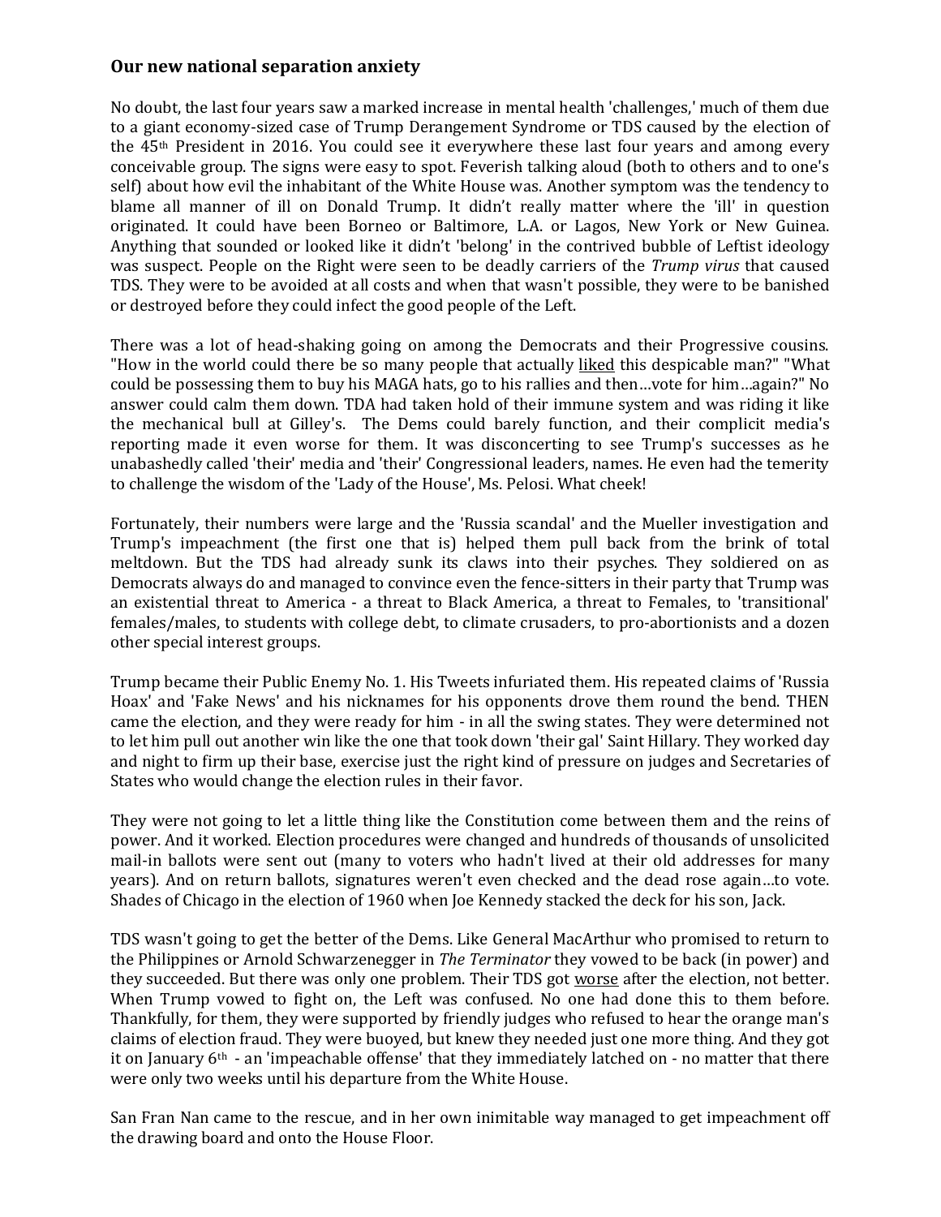### **Our new national separation anxiety**

No doubt, the last four years saw a marked increase in mental health 'challenges,' much of them due to a giant economy-sized case of Trump Derangement Syndrome or TDS caused by the election of the 45th President in 2016. You could see it everywhere these last four years and among every conceivable group. The signs were easy to spot. Feverish talking aloud (both to others and to one's self) about how evil the inhabitant of the White House was. Another symptom was the tendency to blame all manner of ill on Donald Trump. It didn't really matter where the 'ill' in question originated. It could have been Borneo or Baltimore, L.A. or Lagos, New York or New Guinea. Anything that sounded or looked like it didn't 'belong' in the contrived bubble of Leftist ideology was suspect. People on the Right were seen to be deadly carriers of the *Trump virus* that caused TDS. They were to be avoided at all costs and when that wasn't possible, they were to be banished or destroyed before they could infect the good people of the Left.

There was a lot of head-shaking going on among the Democrats and their Progressive cousins. "How in the world could there be so many people that actually <u>liked</u> this despicable man?" "What could be possessing them to buy his MAGA hats, go to his rallies and then…vote for him…again?" No answer could calm them down. TDA had taken hold of their immune system and was riding it like the mechanical bull at Gilley's. The Dems could barely function, and their complicit media's reporting made it even worse for them. It was disconcerting to see Trump's successes as he unabashedly called 'their' media and 'their' Congressional leaders, names. He even had the temerity to challenge the wisdom of the 'Lady of the House', Ms. Pelosi. What cheek!

Fortunately, their numbers were large and the 'Russia scandal' and the Mueller investigation and Trump's impeachment (the first one that is) helped them pull back from the brink of total meltdown. But the TDS had already sunk its claws into their psyches. They soldiered on as Democrats always do and managed to convince even the fence-sitters in their party that Trump was an existential threat to America - a threat to Black America, a threat to Females, to 'transitional' females/males, to students with college debt, to climate crusaders, to pro-abortionists and a dozen other special interest groups.

Trump became their Public Enemy No. 1. His Tweets infuriated them. His repeated claims of 'Russia Hoax' and 'Fake News' and his nicknames for his opponents drove them round the bend. THEN came the election, and they were ready for him - in all the swing states. They were determined not to let him pull out another win like the one that took down 'their gal' Saint Hillary. They worked day and night to firm up their base, exercise just the right kind of pressure on judges and Secretaries of States who would change the election rules in their favor.

They were not going to let a little thing like the Constitution come between them and the reins of power. And it worked. Election procedures were changed and hundreds of thousands of unsolicited mail-in ballots were sent out (many to voters who hadn't lived at their old addresses for many years). And on return ballots, signatures weren't even checked and the dead rose again…to vote. Shades of Chicago in the election of 1960 when Joe Kennedy stacked the deck for his son, Jack.

TDS wasn't going to get the better of the Dems. Like General MacArthur who promised to return to the Philippines or Arnold Schwarzenegger in *The Terminator* they vowed to be back (in power) and they succeeded. But there was only one problem. Their TDS got <u>worse</u> after the election, not better. When Trump vowed to fight on, the Left was confused. No one had done this to them before. Thankfully, for them, they were supported by friendly judges who refused to hear the orange man's claims of election fraud. They were buoyed, but knew they needed just one more thing. And they got it on January 6th - an 'impeachable offense' that they immediately latched on - no matter that there were only two weeks until his departure from the White House.

San Fran Nan came to the rescue, and in her own inimitable way managed to get impeachment off the drawing board and onto the House Floor.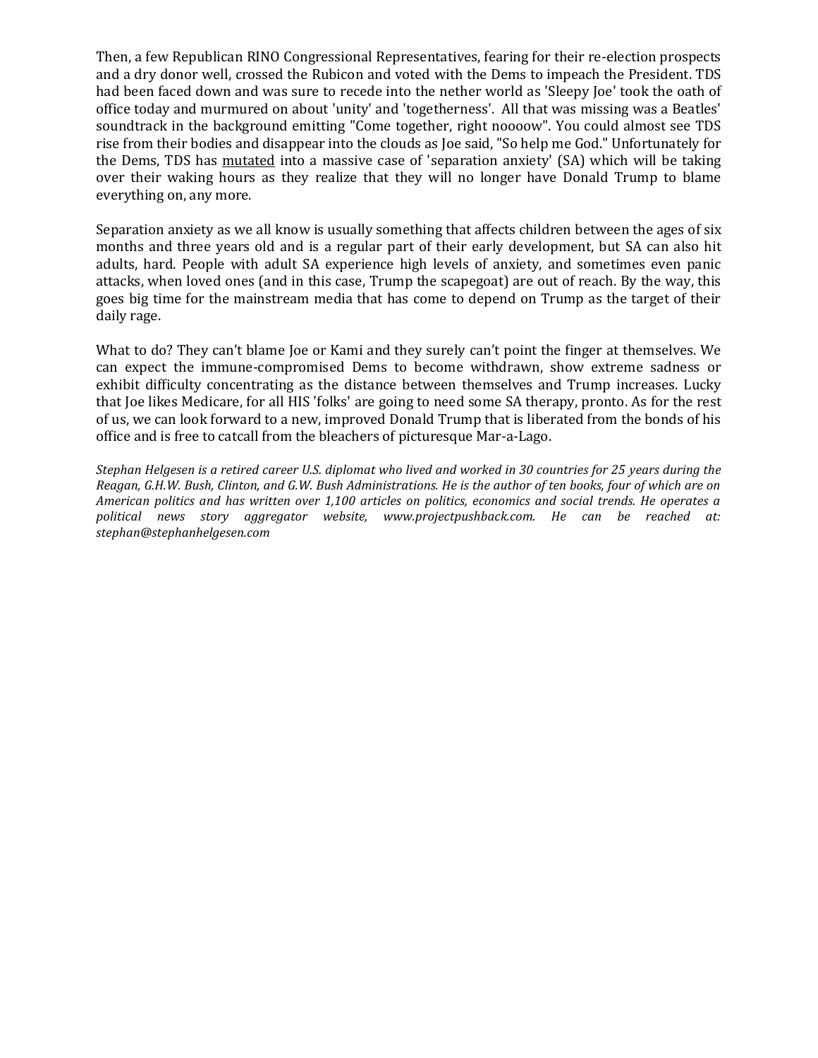Then, a few Republican RINO Congressional Representatives, fearing for their re-election prospects and a dry donor well, crossed the Rubicon and voted with the Dems to impeach the President. TDS had been faced down and was sure to recede into the nether world as 'Sleepy Joe' took the oath of office today and murmured on about 'unity' and 'togetherness'. All that was missing was a Beatles' soundtrack in the background emitting "Come together, right noooow". You could almost see TDS rise from their bodies and disappear into the clouds as Joe said, "So help me God." Unfortunately for the Dems, TDS has <u>mutated</u> into a massive case of 'separation anxiety' (SA) which will be taking over their waking hours as they realize that they will no longer have Donald Trump to blame everything on, any more.

Separation anxiety as we all know is usually something that affects children between the ages of six months and three years old and is a regular part of their early development, but SA can also hit adults, hard. People with adult SA experience high levels of anxiety, and sometimes even panic attacks, when loved ones (and in this case, Trump the scapegoat) are out of reach. By the way, this goes big time for the mainstream media that has come to depend on Trump as the target of their daily rage.

What to do? They can't blame Joe or Kami and they surely can't point the finger at themselves. We can expect the immune-compromised Dems to become withdrawn, show extreme sadness or exhibit difficulty concentrating as the distance between themselves and Trump increases. Lucky that Joe likes Medicare, for all HIS 'folks' are going to need some SA therapy, pronto. As for the rest of us, we can look forward to a new, improved Donald Trump that is liberated from the bonds of his office and is free to catcall from the bleachers of picturesque Mar-a-Lago.

*Stephan Helgesen is a retired career U.S. diplomat who lived and worked in 30 countries for 25 years during the Reagan, G.H.W. Bush, Clinton, and G.W. Bush Administrations. He is the author of ten books, four of which are on American politics and has written over 1,100 articles on politics, economics and social trends. He operates a political news story aggregator website, www.projectpushback.com. He can be reached at: stephan@stephanhelgesen.com*